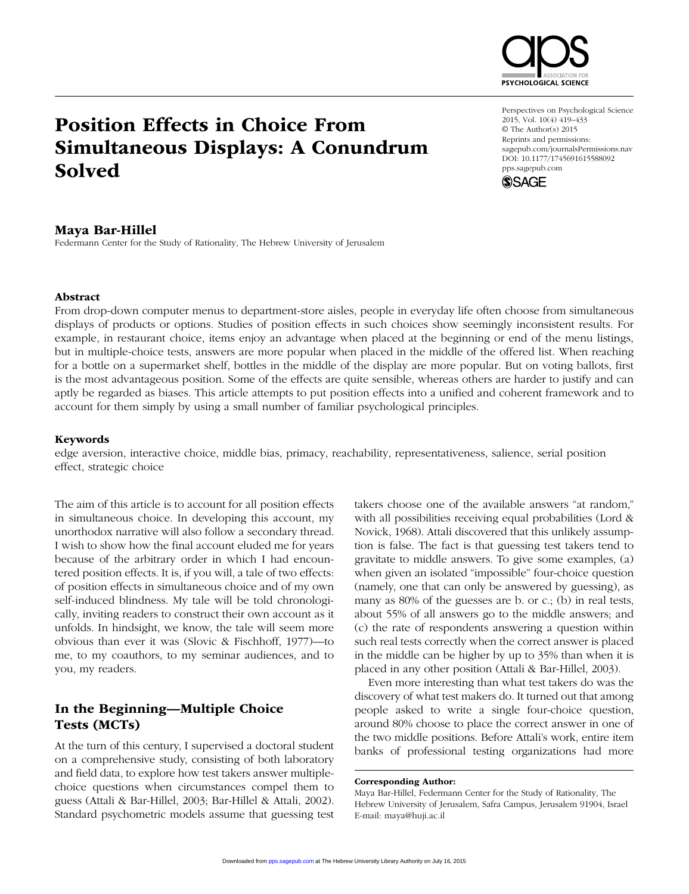# Position Effects in Choice From Simultaneous Displays: A Conundrum Solved

**Maya Bar-Hillel**

Federmann Center for the Study of Rationality, The Hebrew University of Jerusalem

## Abstract

From drop-down computer menus to department-store aisles, people in everyday life often choose from simultaneous displays of products or options. Studies of position effects in such choices show seemingly inconsistent results. For example, in restaurant choice, items enjoy an advantage when placed at the beginning or end of the menu listings, but in multiple-choice tests, answers are more popular when placed in the middle of the offered list. When reaching for a bottle on a supermarket shelf, bottles in the middle of the display are more popular. But on voting ballots, first is the most advantageous position. Some of the effects are quite sensible, whereas others are harder to justify and can aptly be regarded as biases. This article attempts to put position effects into a unified and coherent framework and to account for them simply by using a small number of familiar psychological principles.

## Keywords

edge aversion, interactive choice, middle bias, primacy, reachability, representativeness, salience, serial position effect, strategic choice

The aim of this article is to account for all position effects in simultaneous choice. In developing this account, my unorthodox narrative will also follow a secondary thread. I wish to show how the final account eluded me for years because of the arbitrary order in which I had encountered position effects. It is, if you will, a tale of two effects: of position effects in simultaneous choice and of my own self-induced blindness. My tale will be told chronologically, inviting readers to construct their own account as it unfolds. In hindsight, we know, the tale will seem more obvious than ever it was (Slovic & Fischhoff, 1977)—to me, to my coauthors, to my seminar audiences, and to you, my readers.

## In the Beginning—Multiple Choice Tests (MCTs)

At the turn of this century, I supervised a doctoral student on a comprehensive study, consisting of both laboratory and field data, to explore how test takers answer multiple-choice questions when circumstances compel them to guess (Attali & Bar-Hillel, 2003; Bar-Hillel & Attali, 2002). Standard psychometric models assume that guessing test takers choose one of the available answers "at random," with all possibilities receiving equal probabilities (Lord & Novick, 1968). Attali discovered that this unlikely assumption is false. The fact is that guessing test takers tend to gravitate to middle answers. To give some examples, (a) when given an isolated "impossible" four-choice question (namely, one that can only be answered by guessing), as many as 80% of the guesses are b. or c.; (b) in real tests, about 55% of all answers go to the middle answers; and (c) the rate of respondents answering a question within such real tests correctly when the correct answer is placed in the middle can be higher by up to 35% than when it is placed in any other position (Attali & Bar-Hillel, 2003).

Even more interesting than what test takers do was the discovery of what test makers do. It turned out that among people asked to write a single four-choice question, around 80% choose to place the correct answer in one of the two middle positions. Before Attali's work, entire item banks of professional testing organizations had more

**Corresponding Author:**
Maya Bar-Hillel, Federmann Center for the Study of Rationality, The Hebrew University of Jerusalem, Safra Campus, Jerusalem 91904, Israel
E-mail: maya@huji.ac.il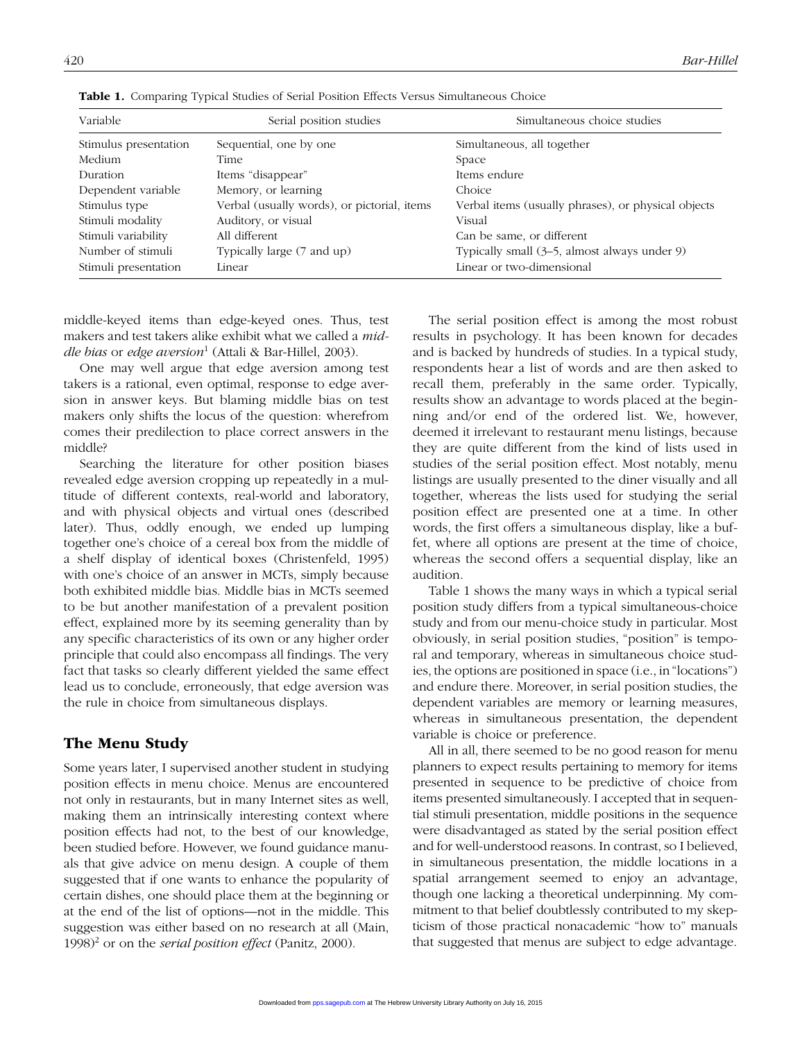**Table 1.** Comparing Typical Studies of Serial Position Effects Versus Simultaneous Choice

| Variable | Serial position studies | Simultaneous choice studies |
|---|---|---|
| Stimulus presentation | Sequential, one by one | Simultaneous, all together |
| Medium | Time | Space |
| Duration | Items "disappear" | Items endure |
| Dependent variable | Memory, or learning | Choice |
| Stimulus type | Verbal (usually words), or pictorial, items | Verbal items (usually phrases), or physical objects |
| Stimuli modality | Auditory, or visual | Visual |
| Stimuli variability | All different | Can be same, or different |
| Number of stimuli | Typically large (7 and up) | Typically small (3–5, almost always under 9) |
| Stimuli presentation | Linear | Linear or two-dimensional |

middle-keyed items than edge-keyed ones. Thus, test makers and test takers alike exhibit what we called a *middle bias* or *edge aversion*[1] (Attali & Bar-Hillel, 2003).

One may well argue that edge aversion among test takers is a rational, even optimal, response to edge aversion in answer keys. But blaming middle bias on test makers only shifts the locus of the question: wherefrom comes their predilection to place correct answers in the middle?

Searching the literature for other position biases revealed edge aversion cropping up repeatedly in a multitude of different contexts, real-world and laboratory, and with physical objects and virtual ones (described later). Thus, oddly enough, we ended up lumping together one's choice of a cereal box from the middle of a shelf display of identical boxes (Christenfeld, 1995) with one's choice of an answer in MCTs, simply because both exhibited middle bias. Middle bias in MCTs seemed to be but another manifestation of a prevalent position effect, explained more by its seeming generality than by any specific characteristics of its own or any higher order principle that could also encompass all findings. The very fact that tasks so clearly different yielded the same effect lead us to conclude, erroneously, that edge aversion was the rule in choice from simultaneous displays.

## The Menu Study

Some years later, I supervised another student in studying position effects in menu choice. Menus are encountered not only in restaurants, but in many Internet sites as well, making them an intrinsically interesting context where position effects had not, to the best of our knowledge, been studied before. However, we found guidance manuals that give advice on menu design. A couple of them suggested that if one wants to enhance the popularity of certain dishes, one should place them at the beginning or at the end of the list of options—not in the middle. This suggestion was either based on no research at all (Main, 1998)[2] or on the *serial position effect* (Panitz, 2000).

The serial position effect is among the most robust results in psychology. It has been known for decades and is backed by hundreds of studies. In a typical study, respondents hear a list of words and are then asked to recall them, preferably in the same order. Typically, results show an advantage to words placed at the beginning and/or end of the ordered list. We, however, deemed it irrelevant to restaurant menu listings, because they are quite different from the kind of lists used in studies of the serial position effect. Most notably, menu listings are usually presented to the diner visually and all together, whereas the lists used for studying the serial position effect are presented one at a time. In other words, the first offers a simultaneous display, like a buffet, where all options are present at the time of choice, whereas the second offers a sequential display, like an audition.

Table 1 shows the many ways in which a typical serial position study differs from a typical simultaneous-choice study and from our menu-choice study in particular. Most obviously, in serial position studies, "position" is temporal and temporary, whereas in simultaneous choice studies, the options are positioned in space (i.e., in "locations") and endure there. Moreover, in serial position studies, the dependent variables are memory or learning measures, whereas in simultaneous presentation, the dependent variable is choice or preference.

All in all, there seemed to be no good reason for menu planners to expect results pertaining to memory for items presented in sequence to be predictive of choice from items presented simultaneously. I accepted that in sequential stimuli presentation, middle positions in the sequence were disadvantaged as stated by the serial position effect and for well-understood reasons. In contrast, so I believed, in simultaneous presentation, the middle locations in a spatial arrangement seemed to enjoy an advantage, though one lacking a theoretical underpinning. My commitment to that belief doubtlessly contributed to my skepticism of those practical nonacademic "how to" manuals that suggested that menus are subject to edge advantage.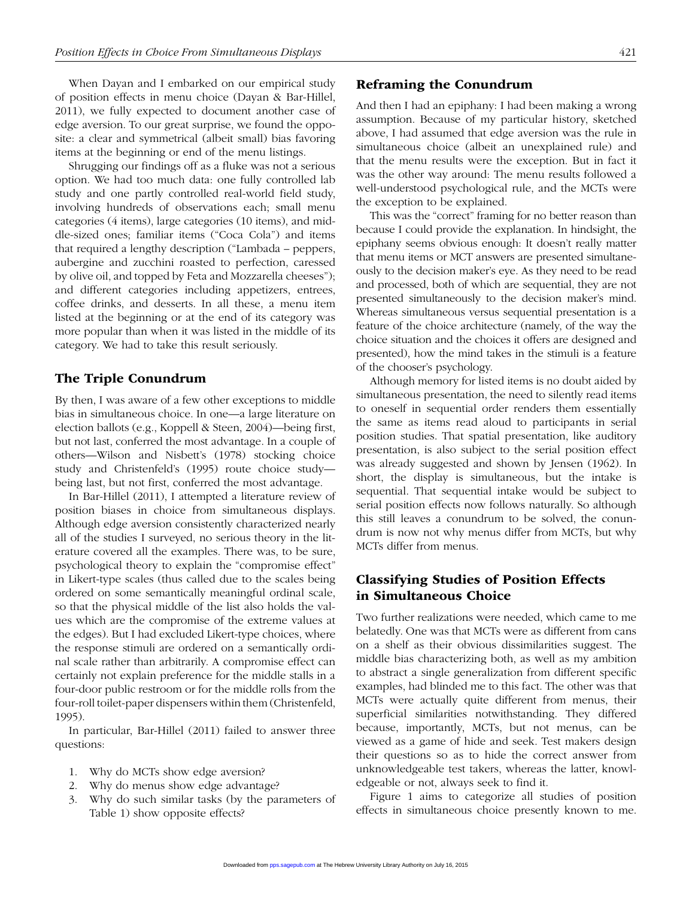When Dayan and I embarked on our empirical study of position effects in menu choice (Dayan & Bar-Hillel, 2011), we fully expected to document another case of edge aversion. To our great surprise, we found the opposite: a clear and symmetrical (albeit small) bias favoring items at the beginning or end of the menu listings.

Shrugging our findings off as a fluke was not a serious option. We had too much data: one fully controlled lab study and one partly controlled real-world field study, involving hundreds of observations each; small menu categories (4 items), large categories (10 items), and middle-sized ones; familiar items ("Coca Cola") and items that required a lengthy description ("Lambada – peppers, aubergine and zucchini roasted to perfection, caressed by olive oil, and topped by Feta and Mozzarella cheeses"); and different categories including appetizers, entrees, coffee drinks, and desserts. In all these, a menu item listed at the beginning or at the end of its category was more popular than when it was listed in the middle of its category. We had to take this result seriously.

## The Triple Conundrum

By then, I was aware of a few other exceptions to middle bias in simultaneous choice. In one—a large literature on election ballots (e.g., Koppell & Steen, 2004)—being first, but not last, conferred the most advantage. In a couple of others—Wilson and Nisbett's (1978) stocking choice study and Christenfeld's (1995) route choice study—being last, but not first, conferred the most advantage.

In Bar-Hillel (2011), I attempted a literature review of position biases in choice from simultaneous displays. Although edge aversion consistently characterized nearly all of the studies I surveyed, no serious theory in the literature covered all the examples. There was, to be sure, psychological theory to explain the "compromise effect" in Likert-type scales (thus called due to the scales being ordered on some semantically meaningful ordinal scale, so that the physical middle of the list also holds the values which are the compromise of the extreme values at the edges). But I had excluded Likert-type choices, where the response stimuli are ordered on a semantically ordinal scale rather than arbitrarily. A compromise effect can certainly not explain preference for the middle stalls in a four-door public restroom or for the middle rolls from the four-roll toilet-paper dispensers within them (Christenfeld, 1995).

In particular, Bar-Hillel (2011) failed to answer three questions:

1. Why do MCTs show edge aversion?
2. Why do menus show edge advantage?
3. Why do such similar tasks (by the parameters of Table 1) show opposite effects?

## Reframing the Conundrum

And then I had an epiphany: I had been making a wrong assumption. Because of my particular history, sketched above, I had assumed that edge aversion was the rule in simultaneous choice (albeit an unexplained rule) and that the menu results were the exception. But in fact it was the other way around: The menu results followed a well-understood psychological rule, and the MCTs were the exception to be explained.

This was the "correct" framing for no better reason than because I could provide the explanation. In hindsight, the epiphany seems obvious enough: It doesn't really matter that menu items or MCT answers are presented simultaneously to the decision maker's eye. As they need to be read and processed, both of which are sequential, they are not presented simultaneously to the decision maker's mind. Whereas simultaneous versus sequential presentation is a feature of the choice architecture (namely, of the way the choice situation and the choices it offers are designed and presented), how the mind takes in the stimuli is a feature of the chooser's psychology.

Although memory for listed items is no doubt aided by simultaneous presentation, the need to silently read items to oneself in sequential order renders them essentially the same as items read aloud to participants in serial position studies. That spatial presentation, like auditory presentation, is also subject to the serial position effect was already suggested and shown by Jensen (1962). In short, the display is simultaneous, but the intake is sequential. That sequential intake would be subject to serial position effects now follows naturally. So although this still leaves a conundrum to be solved, the conundrum is now not why menus differ from MCTs, but why MCTs differ from menus.

## Classifying Studies of Position Effects in Simultaneous Choice

Two further realizations were needed, which came to me belatedly. One was that MCTs were as different from cans on a shelf as their obvious dissimilarities suggest. The middle bias characterizing both, as well as my ambition to abstract a single generalization from different specific examples, had blinded me to this fact. The other was that MCTs were actually quite different from menus, their superficial similarities notwithstanding. They differed because, importantly, MCTs, but not menus, can be viewed as a game of hide and seek. Test makers design their questions so as to hide the correct answer from unknowledgeable test takers, whereas the latter, knowledgeable or not, always seek to find it.

Figure 1 aims to categorize all studies of position effects in simultaneous choice presently known to me.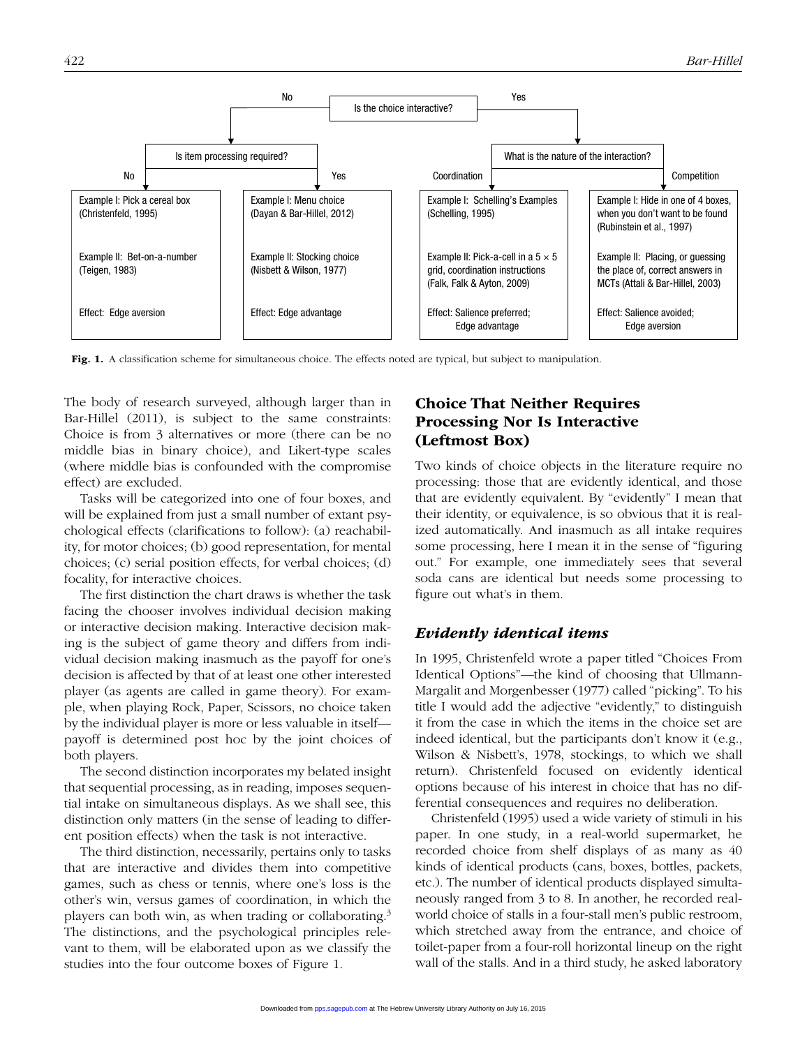Is the choice interactive?

- No → Is item processing required?
  - No
  - Yes
- Yes → What is the nature of the interaction?
  - Coordination
  - Competition

| Choice not interactive; no item processing required | Choice not interactive; item processing required | Interactive choice: Coordination | Interactive choice: Competition |
|---|---|---|---|
| Example I: Pick a cereal box (Christenfeld, 1995) | Example I: Menu choice (Dayan & Bar-Hillel, 2012) | Example I: Schelling's Examples (Schelling, 1995) | Example I: Hide in one of 4 boxes, when you don't want to be found (Rubinstein et al., 1997) |
| Example II: Bet-on-a-number (Teigen, 1983) | Example II: Stocking choice (Nisbett & Wilson, 1977) | Example II: Pick-a-cell in a 5 × 5 grid, coordination instructions (Falk, Falk & Ayton, 2009) | Example II: Placing, or guessing the place of, correct answers in MCTs (Attali & Bar-Hillel, 2003) |
| Effect: Edge aversion | Effect: Edge advantage | Effect: Salience preferred; Edge advantage | Effect: Salience avoided; Edge aversion |

**Fig. 1.** A classification scheme for simultaneous choice. The effects noted are typical, but subject to manipulation.

The body of research surveyed, although larger than in Bar-Hillel (2011), is subject to the same constraints: Choice is from 3 alternatives or more (there can be no middle bias in binary choice), and Likert-type scales (where middle bias is confounded with the compromise effect) are excluded.

Tasks will be categorized into one of four boxes, and will be explained from just a small number of extant psychological effects (clarifications to follow): (a) reachability, for motor choices; (b) good representation, for mental choices; (c) serial position effects, for verbal choices; (d) focality, for interactive choices.

The first distinction the chart draws is whether the task facing the chooser involves individual decision making or interactive decision making. Interactive decision making is the subject of game theory and differs from individual decision making inasmuch as the payoff for one's decision is affected by that of at least one other interested player (as agents are called in game theory). For example, when playing Rock, Paper, Scissors, no choice taken by the individual player is more or less valuable in itself—payoff is determined post hoc by the joint choices of both players.

The second distinction incorporates my belated insight that sequential processing, as in reading, imposes sequential intake on simultaneous displays. As we shall see, this distinction only matters (in the sense of leading to different position effects) when the task is not interactive.

The third distinction, necessarily, pertains only to tasks that are interactive and divides them into competitive games, such as chess or tennis, where one's loss is the other's win, versus games of coordination, in which the players can both win, as when trading or collaborating.[3] The distinctions, and the psychological principles relevant to them, will be elaborated upon as we classify the studies into the four outcome boxes of Figure 1.

## Choice That Neither Requires Processing Nor Is Interactive (Leftmost Box)

Two kinds of choice objects in the literature require no processing: those that are evidently identical, and those that are evidently equivalent. By "evidently" I mean that their identity, or equivalence, is so obvious that it is realized automatically. And inasmuch as all intake requires some processing, here I mean it in the sense of "figuring out." For example, one immediately sees that several soda cans are identical but needs some processing to figure out what's in them.

### *Evidently identical items*

In 1995, Christenfeld wrote a paper titled "Choices From Identical Options"—the kind of choosing that Ullmann-Margalit and Morgenbesser (1977) called "picking". To his title I would add the adjective "evidently," to distinguish it from the case in which the items in the choice set are indeed identical, but the participants don't know it (e.g., Wilson & Nisbett's, 1978, stockings, to which we shall return). Christenfeld focused on evidently identical options because of his interest in choice that has no differential consequences and requires no deliberation.

Christenfeld (1995) used a wide variety of stimuli in his paper. In one study, in a real-world supermarket, he recorded choice from shelf displays of as many as 40 kinds of identical products (cans, boxes, bottles, packets, etc.). The number of identical products displayed simultaneously ranged from 3 to 8. In another, he recorded real-world choice of stalls in a four-stall men's public restroom, which stretched away from the entrance, and choice of toilet-paper from a four-roll horizontal lineup on the right wall of the stalls. And in a third study, he asked laboratory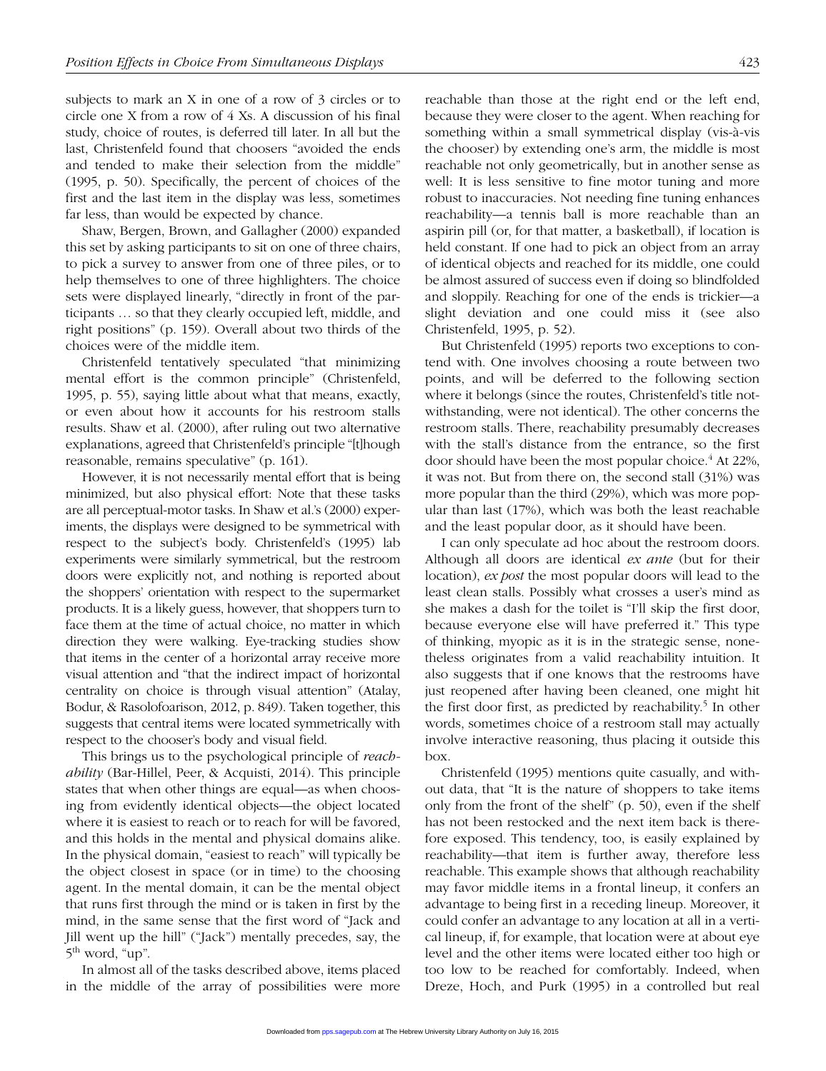subjects to mark an X in one of a row of 3 circles or to circle one X from a row of 4 Xs. A discussion of his final study, choice of routes, is deferred till later. In all but the last, Christenfeld found that choosers "avoided the ends and tended to make their selection from the middle" (1995, p. 50). Specifically, the percent of choices of the first and the last item in the display was less, sometimes far less, than would be expected by chance.

Shaw, Bergen, Brown, and Gallagher (2000) expanded this set by asking participants to sit on one of three chairs, to pick a survey to answer from one of three piles, or to help themselves to one of three highlighters. The choice sets were displayed linearly, "directly in front of the participants … so that they clearly occupied left, middle, and right positions" (p. 159). Overall about two thirds of the choices were of the middle item.

Christenfeld tentatively speculated "that minimizing mental effort is the common principle" (Christenfeld, 1995, p. 55), saying little about what that means, exactly, or even about how it accounts for his restroom stalls results. Shaw et al. (2000), after ruling out two alternative explanations, agreed that Christenfeld's principle "[t]hough reasonable, remains speculative" (p. 161).

However, it is not necessarily mental effort that is being minimized, but also physical effort: Note that these tasks are all perceptual-motor tasks. In Shaw et al.'s (2000) experiments, the displays were designed to be symmetrical with respect to the subject's body. Christenfeld's (1995) lab experiments were similarly symmetrical, but the restroom doors were explicitly not, and nothing is reported about the shoppers' orientation with respect to the supermarket products. It is a likely guess, however, that shoppers turn to face them at the time of actual choice, no matter in which direction they were walking. Eye-tracking studies show that items in the center of a horizontal array receive more visual attention and "that the indirect impact of horizontal centrality on choice is through visual attention" (Atalay, Bodur, & Rasolofoarison, 2012, p. 849). Taken together, this suggests that central items were located symmetrically with respect to the chooser's body and visual field.

This brings us to the psychological principle of *reachability* (Bar-Hillel, Peer, & Acquisti, 2014). This principle states that when other things are equal—as when choosing from evidently identical objects—the object located where it is easiest to reach or to reach for will be favored, and this holds in the mental and physical domains alike. In the physical domain, "easiest to reach" will typically be the object closest in space (or in time) to the choosing agent. In the mental domain, it can be the mental object that runs first through the mind or is taken in first by the mind, in the same sense that the first word of "Jack and Jill went up the hill" ("Jack") mentally precedes, say, the 5th word, "up".

In almost all of the tasks described above, items placed in the middle of the array of possibilities were more reachable than those at the right end or the left end, because they were closer to the agent. When reaching for something within a small symmetrical display (vis-à-vis the chooser) by extending one's arm, the middle is most reachable not only geometrically, but in another sense as well: It is less sensitive to fine motor tuning and more robust to inaccuracies. Not needing fine tuning enhances reachability—a tennis ball is more reachable than an aspirin pill (or, for that matter, a basketball), if location is held constant. If one had to pick an object from an array of identical objects and reached for its middle, one could be almost assured of success even if doing so blindfolded and sloppily. Reaching for one of the ends is trickier—a slight deviation and one could miss it (see also Christenfeld, 1995, p. 52).

But Christenfeld (1995) reports two exceptions to contend with. One involves choosing a route between two points, and will be deferred to the following section where it belongs (since the routes, Christenfeld's title notwithstanding, were not identical). The other concerns the restroom stalls. There, reachability presumably decreases with the stall's distance from the entrance, so the first door should have been the most popular choice.[4] At 22%, it was not. But from there on, the second stall (31%) was more popular than the third (29%), which was more popular than last (17%), which was both the least reachable and the least popular door, as it should have been.

I can only speculate ad hoc about the restroom doors. Although all doors are identical *ex ante* (but for their location), *ex post* the most popular doors will lead to the least clean stalls. Possibly what crosses a user's mind as she makes a dash for the toilet is "I'll skip the first door, because everyone else will have preferred it." This type of thinking, myopic as it is in the strategic sense, nonetheless originates from a valid reachability intuition. It also suggests that if one knows that the restrooms have just reopened after having been cleaned, one might hit the first door first, as predicted by reachability.[5] In other words, sometimes choice of a restroom stall may actually involve interactive reasoning, thus placing it outside this box.

Christenfeld (1995) mentions quite casually, and without data, that "It is the nature of shoppers to take items only from the front of the shelf" (p. 50), even if the shelf has not been restocked and the next item back is therefore exposed. This tendency, too, is easily explained by reachability—that item is further away, therefore less reachable. This example shows that although reachability may favor middle items in a frontal lineup, it confers an advantage to being first in a receding lineup. Moreover, it could confer an advantage to any location at all in a vertical lineup, if, for example, that location were at about eye level and the other items were located either too high or too low to be reached for comfortably. Indeed, when Dreze, Hoch, and Purk (1995) in a controlled but real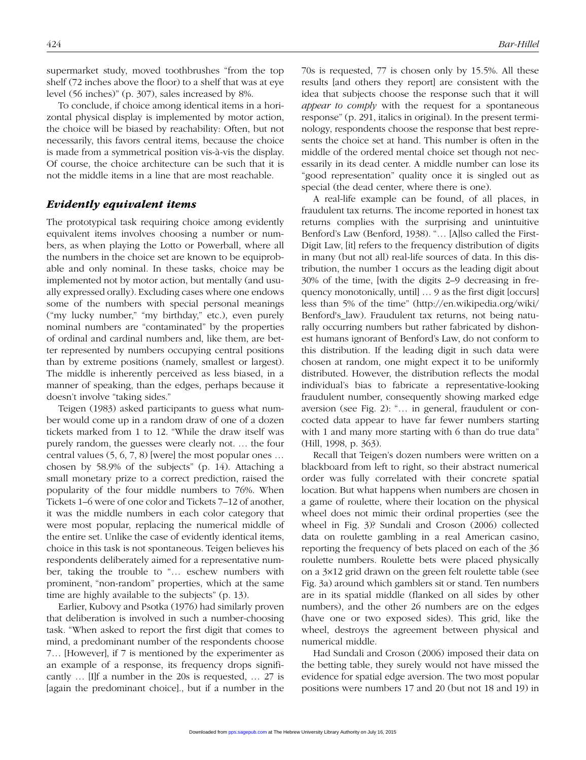supermarket study, moved toothbrushes "from the top shelf (72 inches above the floor) to a shelf that was at eye level (56 inches)" (p. 307), sales increased by 8%.

To conclude, if choice among identical items in a horizontal physical display is implemented by motor action, the choice will be biased by reachability: Often, but not necessarily, this favors central items, because the choice is made from a symmetrical position vis-à-vis the display. Of course, the choice architecture can be such that it is not the middle items in a line that are most reachable.

## *Evidently equivalent items*

The prototypical task requiring choice among evidently equivalent items involves choosing a number or numbers, as when playing the Lotto or Powerball, where all the numbers in the choice set are known to be equiprobable and only nominal. In these tasks, choice may be implemented not by motor action, but mentally (and usually expressed orally). Excluding cases where one endows some of the numbers with special personal meanings ("my lucky number," "my birthday," etc.), even purely nominal numbers are "contaminated" by the properties of ordinal and cardinal numbers and, like them, are better represented by numbers occupying central positions than by extreme positions (namely, smallest or largest). The middle is inherently perceived as less biased, in a manner of speaking, than the edges, perhaps because it doesn't involve "taking sides."

Teigen (1983) asked participants to guess what number would come up in a random draw of one of a dozen tickets marked from 1 to 12. "While the draw itself was purely random, the guesses were clearly not. … the four central values (5, 6, 7, 8) [were] the most popular ones … chosen by 58.9% of the subjects" (p. 14). Attaching a small monetary prize to a correct prediction, raised the popularity of the four middle numbers to 76%. When Tickets 1–6 were of one color and Tickets 7–12 of another, it was the middle numbers in each color category that were most popular, replacing the numerical middle of the entire set. Unlike the case of evidently identical items, choice in this task is not spontaneous. Teigen believes his respondents deliberately aimed for a representative number, taking the trouble to "… eschew numbers with prominent, "non-random" properties, which at the same time are highly available to the subjects" (p. 13).

Earlier, Kubovy and Psotka (1976) had similarly proven that deliberation is involved in such a number-choosing task. "When asked to report the first digit that comes to mind, a predominant number of the respondents choose 7… [However], if 7 is mentioned by the experimenter as an example of a response, its frequency drops significantly … [I]f a number in the 20s is requested, … 27 is [again the predominant choice]., but if a number in the 70s is requested, 77 is chosen only by 15.5%. All these results [and others they report] are consistent with the idea that subjects choose the response such that it will *appear to comply* with the request for a spontaneous response" (p. 291, italics in original). In the present terminology, respondents choose the response that best represents the choice set at hand. This number is often in the middle of the ordered mental choice set though not necessarily in its dead center. A middle number can lose its "good representation" quality once it is singled out as special (the dead center, where there is one).

A real-life example can be found, of all places, in fraudulent tax returns. The income reported in honest tax returns complies with the surprising and unintuitive Benford's Law (Benford, 1938). "… [A]lso called the First-Digit Law, [it] refers to the frequency distribution of digits in many (but not all) real-life sources of data. In this distribution, the number 1 occurs as the leading digit about 30% of the time, [with the digits 2–9 decreasing in frequency monotonically, until] … 9 as the first digit [occurs] less than 5% of the time" (http://en.wikipedia.org/wiki/Benford's_law). Fraudulent tax returns, not being naturally occurring numbers but rather fabricated by dishonest humans ignorant of Benford's Law, do not conform to this distribution. If the leading digit in such data were chosen at random, one might expect it to be uniformly distributed. However, the distribution reflects the modal individual's bias to fabricate a representative-looking fraudulent number, consequently showing marked edge aversion (see Fig. 2): "… in general, fraudulent or concocted data appear to have far fewer numbers starting with 1 and many more starting with 6 than do true data" (Hill, 1998, p. 363).

Recall that Teigen's dozen numbers were written on a blackboard from left to right, so their abstract numerical order was fully correlated with their concrete spatial location. But what happens when numbers are chosen in a game of roulette, where their location on the physical wheel does not mimic their ordinal properties (see the wheel in Fig. 3)? Sundali and Croson (2006) collected data on roulette gambling in a real American casino, reporting the frequency of bets placed on each of the 36 roulette numbers. Roulette bets were placed physically on a 3×12 grid drawn on the green felt roulette table (see Fig. 3a) around which gamblers sit or stand. Ten numbers are in its spatial middle (flanked on all sides by other numbers), and the other 26 numbers are on the edges (have one or two exposed sides). This grid, like the wheel, destroys the agreement between physical and numerical middle.

Had Sundali and Croson (2006) imposed their data on the betting table, they surely would not have missed the evidence for spatial edge aversion. The two most popular positions were numbers 17 and 20 (but not 18 and 19) in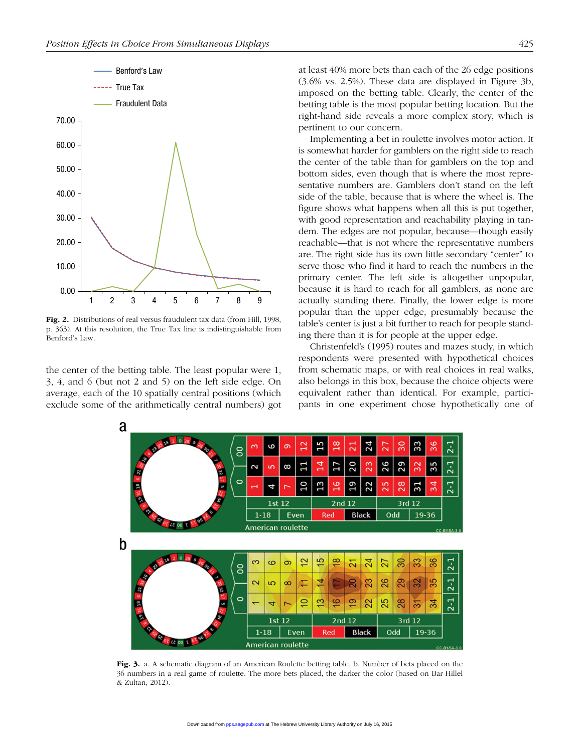Fig. 2. Distributions of real versus fraudulent tax data (from Hill, 1998, p. 363). At this resolution, the True Tax line is indistinguishable from Benford's Law.

the center of the betting table. The least popular were 1, 3, 4, and 6 (but not 2 and 5) on the left side edge. On average, each of the 10 spatially central positions (which exclude some of the arithmetically central numbers) got at least 40% more bets than each of the 26 edge positions (3.6% vs. 2.5%). These data are displayed in Figure 3b, imposed on the betting table. Clearly, the center of the betting table is the most popular betting location. But the right-hand side reveals a more complex story, which is pertinent to our concern.

Implementing a bet in roulette involves motor action. It is somewhat harder for gamblers on the right side to reach the center of the table than for gamblers on the top and bottom sides, even though that is where the most representative numbers are. Gamblers don't stand on the left side of the table, because that is where the wheel is. The figure shows what happens when all this is put together, with good representation and reachability playing in tandem. The edges are not popular, because—though easily reachable—that is not where the representative numbers are. The right side has its own little secondary "center" to serve those who find it hard to reach the numbers in the primary center. The left side is altogether unpopular, because it is hard to reach for all gamblers, as none are actually standing there. Finally, the lower edge is more popular than the upper edge, presumably because the table's center is just a bit further to reach for people standing there than it is for people at the upper edge.

Christenfeld's (1995) routes and mazes study, in which respondents were presented with hypothetical choices from schematic maps, or with real choices in real walks, also belongs in this box, because the choice objects were equivalent rather than identical. For example, participants in one experiment chose hypothetically one of

Fig. 3. a. A schematic diagram of an American Roulette betting table. b. Number of bets placed on the 36 numbers in a real game of roulette. The more bets placed, the darker the color (based on Bar-Hillel & Zultan, 2012).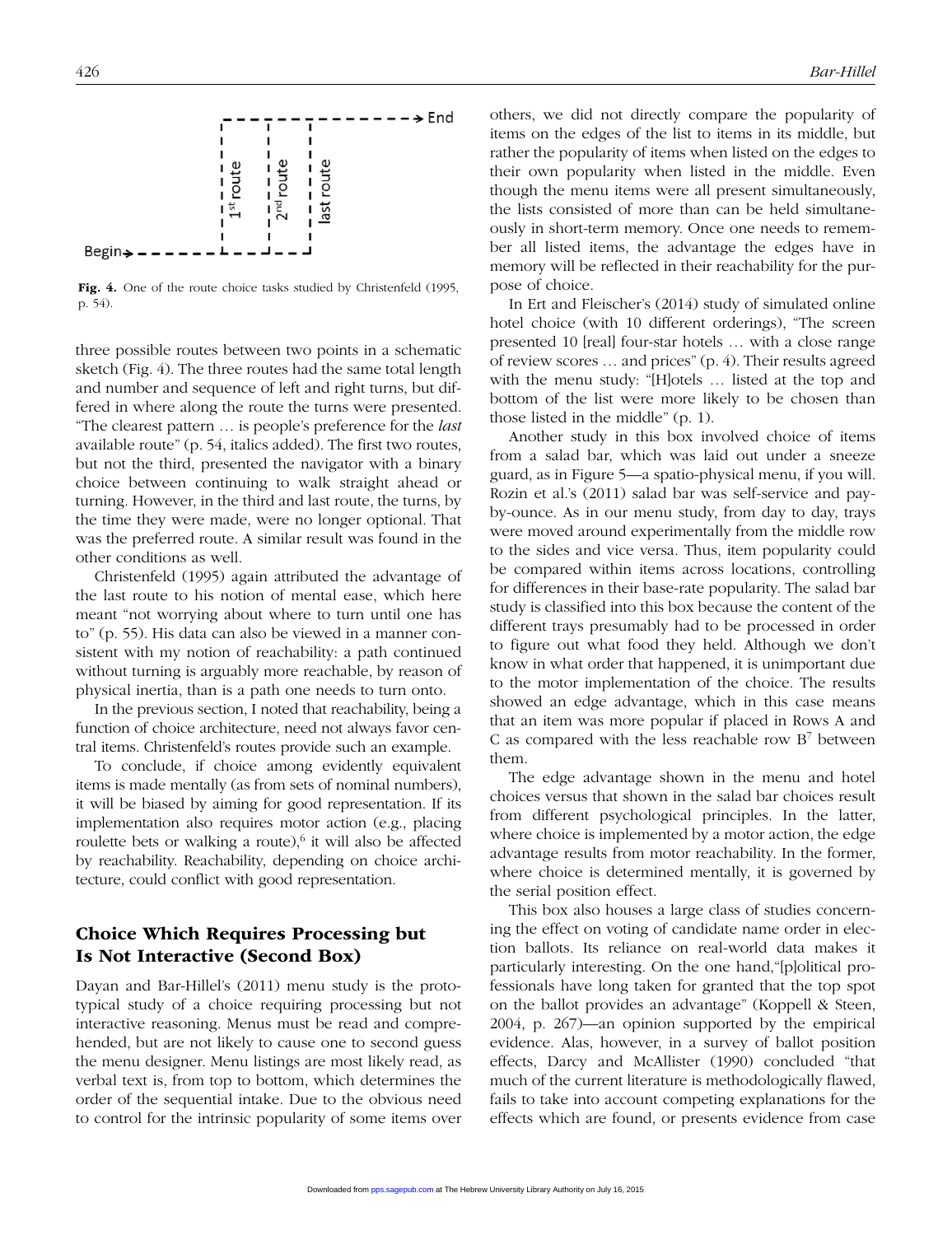Begin→ End

1st route

2nd route

last route

**Fig. 4.** One of the route choice tasks studied by Christenfeld (1995, p. 54).

three possible routes between two points in a schematic sketch (Fig. 4). The three routes had the same total length and number and sequence of left and right turns, but differed in where along the route the turns were presented. "The clearest pattern … is people's preference for the *last* available route" (p. 54, italics added). The first two routes, but not the third, presented the navigator with a binary choice between continuing to walk straight ahead or turning. However, in the third and last route, the turns, by the time they were made, were no longer optional. That was the preferred route. A similar result was found in the other conditions as well.

Christenfeld (1995) again attributed the advantage of the last route to his notion of mental ease, which here meant "not worrying about where to turn until one has to" (p. 55). His data can also be viewed in a manner consistent with my notion of reachability: a path continued without turning is arguably more reachable, by reason of physical inertia, than is a path one needs to turn onto.

In the previous section, I noted that reachability, being a function of choice architecture, need not always favor central items. Christenfeld's routes provide such an example.

To conclude, if choice among evidently equivalent items is made mentally (as from sets of nominal numbers), it will be biased by aiming for good representation. If its implementation also requires motor action (e.g., placing roulette bets or walking a route),[6] it will also be affected by reachability. Reachability, depending on choice architecture, could conflict with good representation.

## Choice Which Requires Processing but Is Not Interactive (Second Box)

Dayan and Bar-Hillel's (2011) menu study is the prototypical study of a choice requiring processing but not interactive reasoning. Menus must be read and comprehended, but are not likely to cause one to second guess the menu designer. Menu listings are most likely read, as verbal text is, from top to bottom, which determines the order of the sequential intake. Due to the obvious need to control for the intrinsic popularity of some items over others, we did not directly compare the popularity of items on the edges of the list to items in its middle, but rather the popularity of items when listed on the edges to their own popularity when listed in the middle. Even though the menu items were all present simultaneously, the lists consisted of more than can be held simultaneously in short-term memory. Once one needs to remember all listed items, the advantage the edges have in memory will be reflected in their reachability for the purpose of choice.

In Ert and Fleischer's (2014) study of simulated online hotel choice (with 10 different orderings), "The screen presented 10 [real] four-star hotels … with a close range of review scores … and prices" (p. 4). Their results agreed with the menu study: "[H]otels … listed at the top and bottom of the list were more likely to be chosen than those listed in the middle" (p. 1).

Another study in this box involved choice of items from a salad bar, which was laid out under a sneeze guard, as in Figure 5—a spatio-physical menu, if you will. Rozin et al.'s (2011) salad bar was self-service and pay-by-ounce. As in our menu study, from day to day, trays were moved around experimentally from the middle row to the sides and vice versa. Thus, item popularity could be compared within items across locations, controlling for differences in their base-rate popularity. The salad bar study is classified into this box because the content of the different trays presumably had to be processed in order to figure out what food they held. Although we don't know in what order that happened, it is unimportant due to the motor implementation of the choice. The results showed an edge advantage, which in this case means that an item was more popular if placed in Rows A and C as compared with the less reachable row B[7] between them.

The edge advantage shown in the menu and hotel choices versus that shown in the salad bar choices result from different psychological principles. In the latter, where choice is implemented by a motor action, the edge advantage results from motor reachability. In the former, where choice is determined mentally, it is governed by the serial position effect.

This box also houses a large class of studies concerning the effect on voting of candidate name order in election ballots. Its reliance on real-world data makes it particularly interesting. On the one hand,"[p]olitical professionals have long taken for granted that the top spot on the ballot provides an advantage" (Koppell & Steen, 2004, p. 267)—an opinion supported by the empirical evidence. Alas, however, in a survey of ballot position effects, Darcy and McAllister (1990) concluded "that much of the current literature is methodologically flawed, fails to take into account competing explanations for the effects which are found, or presents evidence from case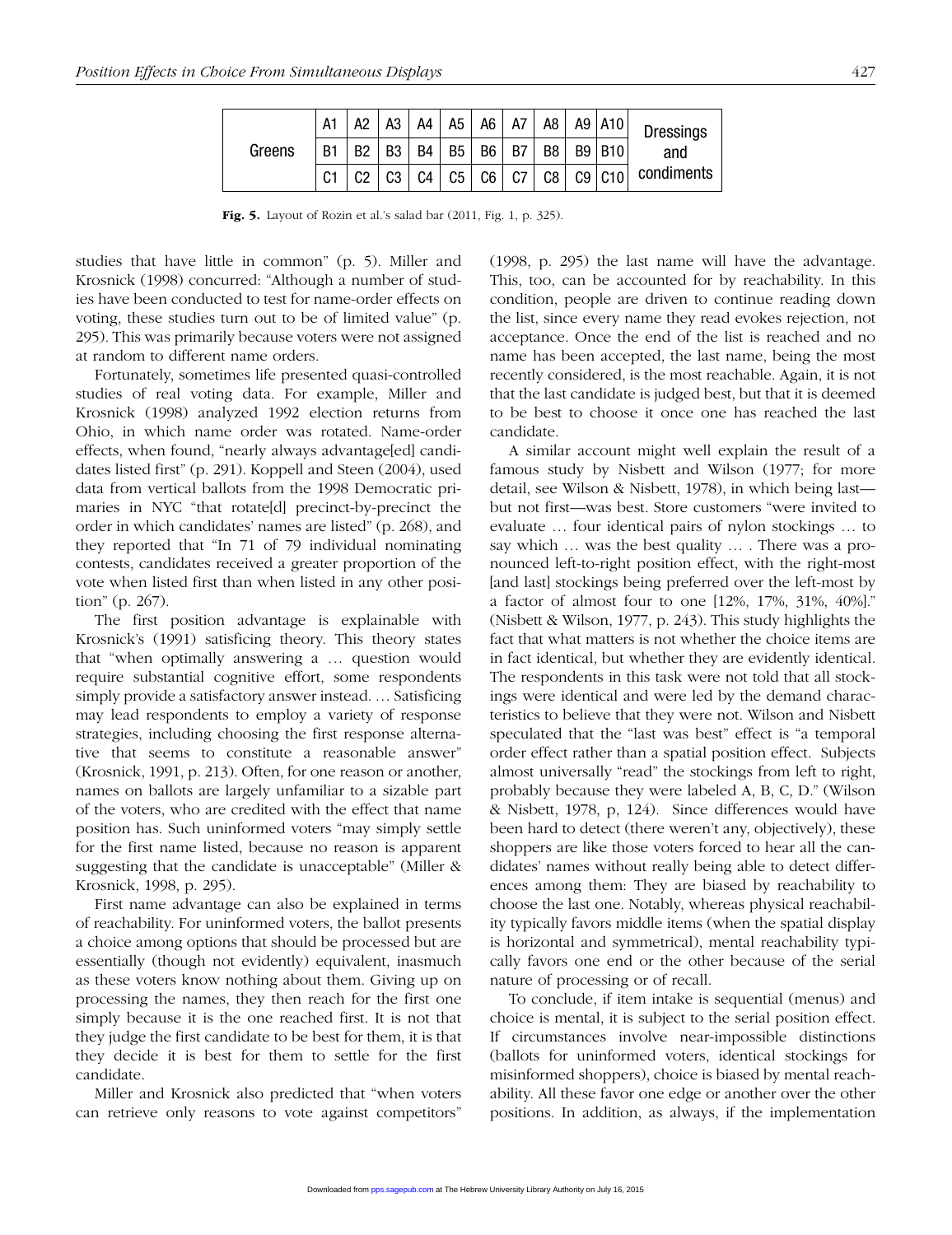| | | | | | | | | | | | |
|---|---|---|---|---|---|---|---|---|---|---|---|
| Greens | A1 | A2 | A3 | A4 | A5 | A6 | A7 | A8 | A9 | A10 | Dressings and condiments |
| | B1 | B2 | B3 | B4 | B5 | B6 | B7 | B8 | B9 | B10 | |
| | C1 | C2 | C3 | C4 | C5 | C6 | C7 | C8 | C9 | C10 | |

**Fig. 5.** Layout of Rozin et al.'s salad bar (2011, Fig. 1, p. 325).

studies that have little in common" (p. 5). Miller and Krosnick (1998) concurred: "Although a number of studies have been conducted to test for name-order effects on voting, these studies turn out to be of limited value" (p. 295). This was primarily because voters were not assigned at random to different name orders.

Fortunately, sometimes life presented quasi-controlled studies of real voting data. For example, Miller and Krosnick (1998) analyzed 1992 election returns from Ohio, in which name order was rotated. Name-order effects, when found, "nearly always advantage[ed] candidates listed first" (p. 291). Koppell and Steen (2004), used data from vertical ballots from the 1998 Democratic primaries in NYC "that rotate[d] precinct-by-precinct the order in which candidates' names are listed" (p. 268), and they reported that "In 71 of 79 individual nominating contests, candidates received a greater proportion of the vote when listed first than when listed in any other position" (p. 267).

The first position advantage is explainable with Krosnick's (1991) satisficing theory. This theory states that "when optimally answering a … question would require substantial cognitive effort, some respondents simply provide a satisfactory answer instead. … Satisficing may lead respondents to employ a variety of response strategies, including choosing the first response alternative that seems to constitute a reasonable answer" (Krosnick, 1991, p. 213). Often, for one reason or another, names on ballots are largely unfamiliar to a sizable part of the voters, who are credited with the effect that name position has. Such uninformed voters "may simply settle for the first name listed, because no reason is apparent suggesting that the candidate is unacceptable" (Miller & Krosnick, 1998, p. 295).

First name advantage can also be explained in terms of reachability. For uninformed voters, the ballot presents a choice among options that should be processed but are essentially (though not evidently) equivalent, inasmuch as these voters know nothing about them. Giving up on processing the names, they then reach for the first one simply because it is the one reached first. It is not that they judge the first candidate to be best for them, it is that they decide it is best for them to settle for the first candidate.

Miller and Krosnick also predicted that "when voters can retrieve only reasons to vote against competitors" (1998, p. 295) the last name will have the advantage. This, too, can be accounted for by reachability. In this condition, people are driven to continue reading down the list, since every name they read evokes rejection, not acceptance. Once the end of the list is reached and no name has been accepted, the last name, being the most recently considered, is the most reachable. Again, it is not that the last candidate is judged best, but that it is deemed to be best to choose it once one has reached the last candidate.

A similar account might well explain the result of a famous study by Nisbett and Wilson (1977; for more detail, see Wilson & Nisbett, 1978), in which being last—but not first—was best. Store customers "were invited to evaluate … four identical pairs of nylon stockings … to say which … was the best quality … . There was a pronounced left-to-right position effect, with the right-most [and last] stockings being preferred over the left-most by a factor of almost four to one [12%, 17%, 31%, 40%]." (Nisbett & Wilson, 1977, p. 243). This study highlights the fact that what matters is not whether the choice items are in fact identical, but whether they are evidently identical. The respondents in this task were not told that all stockings were identical and were led by the demand characteristics to believe that they were not. Wilson and Nisbett speculated that the "last was best" effect is "a temporal order effect rather than a spatial position effect. Subjects almost universally "read" the stockings from left to right, probably because they were labeled A, B, C, D." (Wilson & Nisbett, 1978, p, 124). Since differences would have been hard to detect (there weren't any, objectively), these shoppers are like those voters forced to hear all the candidates' names without really being able to detect differences among them: They are biased by reachability to choose the last one. Notably, whereas physical reachability typically favors middle items (when the spatial display is horizontal and symmetrical), mental reachability typically favors one end or the other because of the serial nature of processing or of recall.

To conclude, if item intake is sequential (menus) and choice is mental, it is subject to the serial position effect. If circumstances involve near-impossible distinctions (ballots for uninformed voters, identical stockings for misinformed shoppers), choice is biased by mental reachability. All these favor one edge or another over the other positions. In addition, as always, if the implementation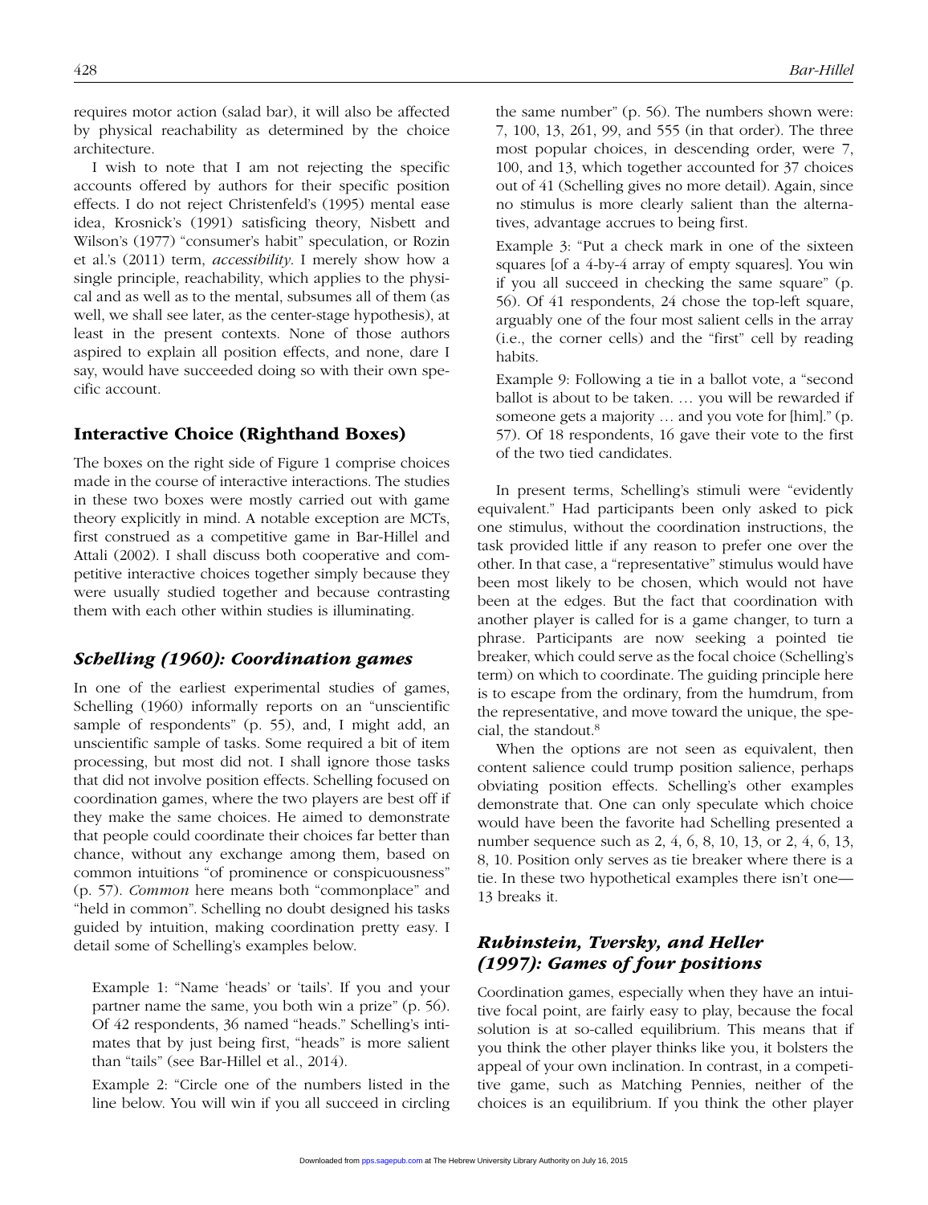requires motor action (salad bar), it will also be affected by physical reachability as determined by the choice architecture.

I wish to note that I am not rejecting the specific accounts offered by authors for their specific position effects. I do not reject Christenfeld's (1995) mental ease idea, Krosnick's (1991) satisficing theory, Nisbett and Wilson's (1977) "consumer's habit" speculation, or Rozin et al.'s (2011) term, *accessibility*. I merely show how a single principle, reachability, which applies to the physical and as well as to the mental, subsumes all of them (as well, we shall see later, as the center-stage hypothesis), at least in the present contexts. None of those authors aspired to explain all position effects, and none, dare I say, would have succeeded doing so with their own specific account.

## Interactive Choice (Righthand Boxes)

The boxes on the right side of Figure 1 comprise choices made in the course of interactive interactions. The studies in these two boxes were mostly carried out with game theory explicitly in mind. A notable exception are MCTs, first construed as a competitive game in Bar-Hillel and Attali (2002). I shall discuss both cooperative and competitive interactive choices together simply because they were usually studied together and because contrasting them with each other within studies is illuminating.

### *Schelling (1960): Coordination games*

In one of the earliest experimental studies of games, Schelling (1960) informally reports on an "unscientific sample of respondents" (p. 55), and, I might add, an unscientific sample of tasks. Some required a bit of item processing, but most did not. I shall ignore those tasks that did not involve position effects. Schelling focused on coordination games, where the two players are best off if they make the same choices. He aimed to demonstrate that people could coordinate their choices far better than chance, without any exchange among them, based on common intuitions "of prominence or conspicuousness" (p. 57). *Common* here means both "commonplace" and "held in common". Schelling no doubt designed his tasks guided by intuition, making coordination pretty easy. I detail some of Schelling's examples below.

> Example 1: "Name 'heads' or 'tails'. If you and your partner name the same, you both win a prize" (p. 56). Of 42 respondents, 36 named "heads." Schelling's intimates that by just being first, "heads" is more salient than "tails" (see Bar-Hillel et al., 2014).
>
> Example 2: "Circle one of the numbers listed in the line below. You will win if you all succeed in circling the same number" (p. 56). The numbers shown were: 7, 100, 13, 261, 99, and 555 (in that order). The three most popular choices, in descending order, were 7, 100, and 13, which together accounted for 37 choices out of 41 (Schelling gives no more detail). Again, since no stimulus is more clearly salient than the alternatives, advantage accrues to being first.
>
> Example 3: "Put a check mark in one of the sixteen squares [of a 4-by-4 array of empty squares]. You win if you all succeed in checking the same square" (p. 56). Of 41 respondents, 24 chose the top-left square, arguably one of the four most salient cells in the array (i.e., the corner cells) and the "first" cell by reading habits.
>
> Example 9: Following a tie in a ballot vote, a "second ballot is about to be taken. … you will be rewarded if someone gets a majority … and you vote for [him]." (p. 57). Of 18 respondents, 16 gave their vote to the first of the two tied candidates.

In present terms, Schelling's stimuli were "evidently equivalent." Had participants been only asked to pick one stimulus, without the coordination instructions, the task provided little if any reason to prefer one over the other. In that case, a "representative" stimulus would have been most likely to be chosen, which would not have been at the edges. But the fact that coordination with another player is called for is a game changer, to turn a phrase. Participants are now seeking a pointed tie breaker, which could serve as the focal choice (Schelling's term) on which to coordinate. The guiding principle here is to escape from the ordinary, from the humdrum, from the representative, and move toward the unique, the special, the standout.[8]

When the options are not seen as equivalent, then content salience could trump position salience, perhaps obviating position effects. Schelling's other examples demonstrate that. One can only speculate which choice would have been the favorite had Schelling presented a number sequence such as 2, 4, 6, 8, 10, 13, or 2, 4, 6, 13, 8, 10. Position only serves as tie breaker where there is a tie. In these two hypothetical examples there isn't one—13 breaks it.

### *Rubinstein, Tversky, and Heller (1997): Games of four positions*

Coordination games, especially when they have an intuitive focal point, are fairly easy to play, because the focal solution is at so-called equilibrium. This means that if you think the other player thinks like you, it bolsters the appeal of your own inclination. In contrast, in a competitive game, such as Matching Pennies, neither of the choices is an equilibrium. If you think the other player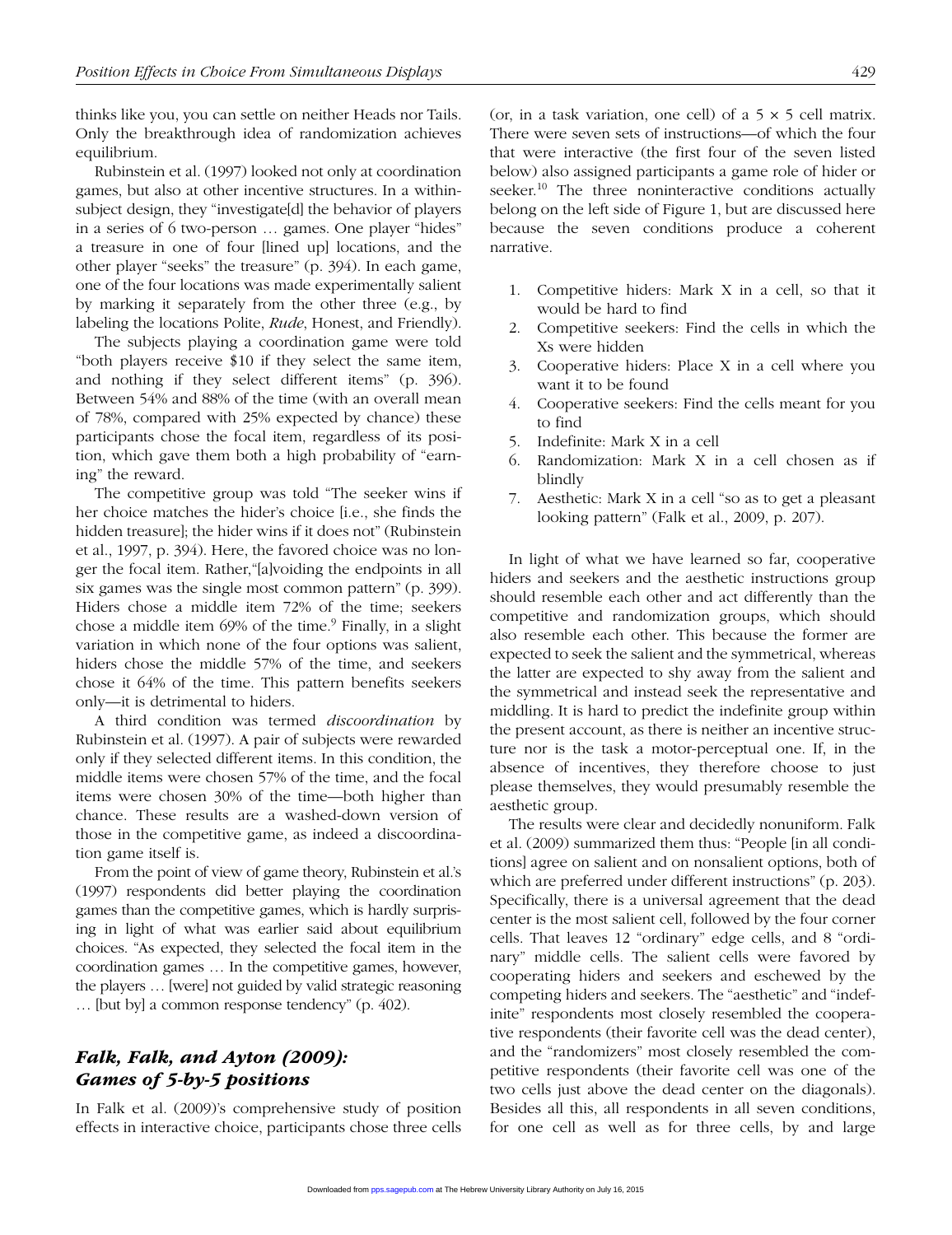thinks like you, you can settle on neither Heads nor Tails. Only the breakthrough idea of randomization achieves equilibrium.

Rubinstein et al. (1997) looked not only at coordination games, but also at other incentive structures. In a within-subject design, they "investigate[d] the behavior of players in a series of 6 two-person … games. One player "hides" a treasure in one of four [lined up] locations, and the other player "seeks" the treasure" (p. 394). In each game, one of the four locations was made experimentally salient by marking it separately from the other three (e.g., by labeling the locations Polite, *Rude*, Honest, and Friendly).

The subjects playing a coordination game were told "both players receive $10 if they select the same item, and nothing if they select different items" (p. 396). Between 54% and 88% of the time (with an overall mean of 78%, compared with 25% expected by chance) these participants chose the focal item, regardless of its position, which gave them both a high probability of "earning" the reward.

The competitive group was told "The seeker wins if her choice matches the hider's choice [i.e., she finds the hidden treasure]; the hider wins if it does not" (Rubinstein et al., 1997, p. 394). Here, the favored choice was no longer the focal item. Rather,"[a]voiding the endpoints in all six games was the single most common pattern" (p. 399). Hiders chose a middle item 72% of the time; seekers chose a middle item 69% of the time.[9] Finally, in a slight variation in which none of the four options was salient, hiders chose the middle 57% of the time, and seekers chose it 64% of the time. This pattern benefits seekers only—it is detrimental to hiders.

A third condition was termed *discoordination* by Rubinstein et al. (1997). A pair of subjects were rewarded only if they selected different items. In this condition, the middle items were chosen 57% of the time, and the focal items were chosen 30% of the time—both higher than chance. These results are a washed-down version of those in the competitive game, as indeed a discoordination game itself is.

From the point of view of game theory, Rubinstein et al.'s (1997) respondents did better playing the coordination games than the competitive games, which is hardly surprising in light of what was earlier said about equilibrium choices. "As expected, they selected the focal item in the coordination games … In the competitive games, however, the players … [were] not guided by valid strategic reasoning … [but by] a common response tendency" (p. 402).

## *Falk, Falk, and Ayton (2009): Games of 5-by-5 positions*

In Falk et al. (2009)'s comprehensive study of position effects in interactive choice, participants chose three cells (or, in a task variation, one cell) of a $5 \times 5$ cell matrix. There were seven sets of instructions—of which the four that were interactive (the first four of the seven listed below) also assigned participants a game role of hider or seeker.[10] The three noninteractive conditions actually belong on the left side of Figure 1, but are discussed here because the seven conditions produce a coherent narrative.

1. Competitive hiders: Mark X in a cell, so that it would be hard to find
2. Competitive seekers: Find the cells in which the Xs were hidden
3. Cooperative hiders: Place X in a cell where you want it to be found
4. Cooperative seekers: Find the cells meant for you to find
5. Indefinite: Mark X in a cell
6. Randomization: Mark X in a cell chosen as if blindly
7. Aesthetic: Mark X in a cell "so as to get a pleasant looking pattern" (Falk et al., 2009, p. 207).

In light of what we have learned so far, cooperative hiders and seekers and the aesthetic instructions group should resemble each other and act differently than the competitive and randomization groups, which should also resemble each other. This because the former are expected to seek the salient and the symmetrical, whereas the latter are expected to shy away from the salient and the symmetrical and instead seek the representative and middling. It is hard to predict the indefinite group within the present account, as there is neither an incentive structure nor is the task a motor-perceptual one. If, in the absence of incentives, they therefore choose to just please themselves, they would presumably resemble the aesthetic group.

The results were clear and decidedly nonuniform. Falk et al. (2009) summarized them thus: "People [in all conditions] agree on salient and on nonsalient options, both of which are preferred under different instructions" (p. 203). Specifically, there is a universal agreement that the dead center is the most salient cell, followed by the four corner cells. That leaves 12 "ordinary" edge cells, and 8 "ordinary" middle cells. The salient cells were favored by cooperating hiders and seekers and eschewed by the competing hiders and seekers. The "aesthetic" and "indefinite" respondents most closely resembled the cooperative respondents (their favorite cell was the dead center), and the "randomizers" most closely resembled the competitive respondents (their favorite cell was one of the two cells just above the dead center on the diagonals). Besides all this, all respondents in all seven conditions, for one cell as well as for three cells, by and large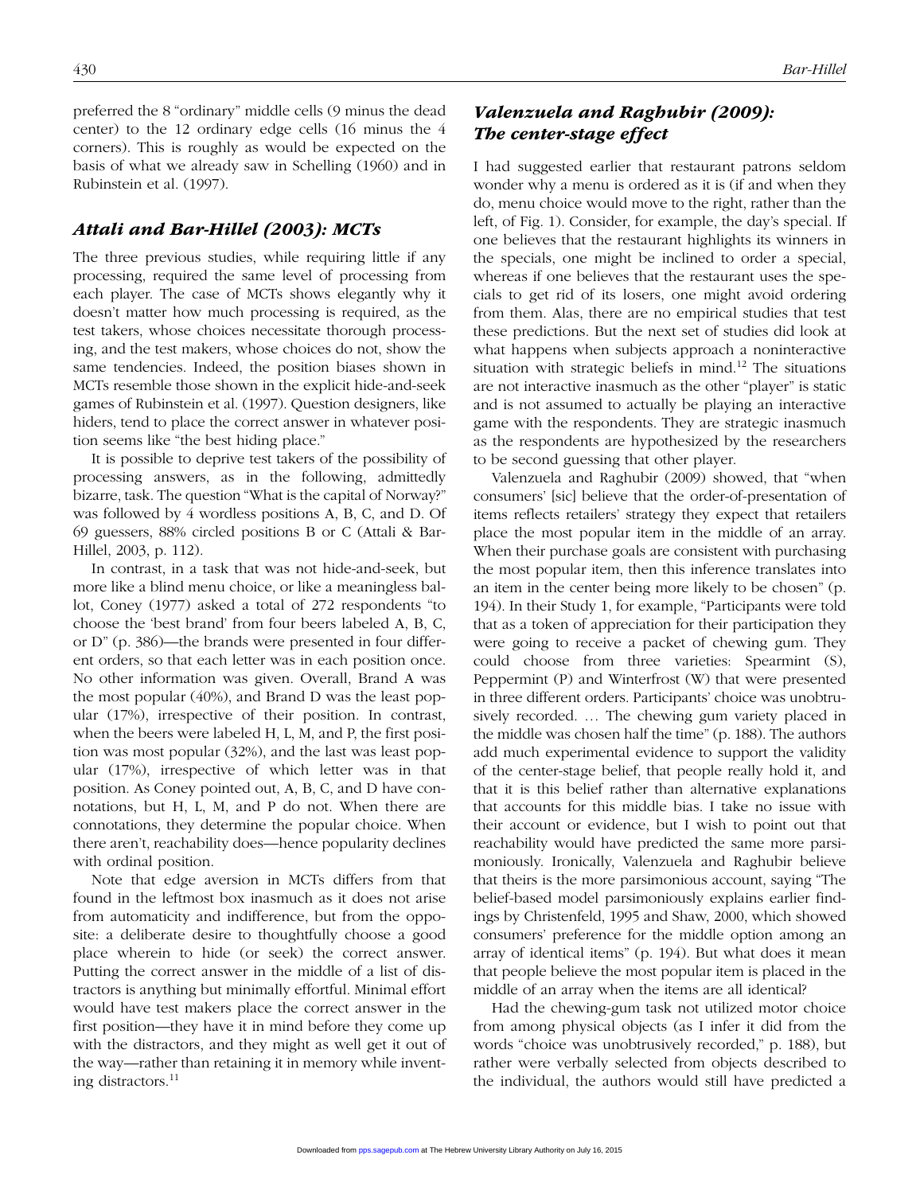preferred the 8 "ordinary" middle cells (9 minus the dead center) to the 12 ordinary edge cells (16 minus the 4 corners). This is roughly as would be expected on the basis of what we already saw in Schelling (1960) and in Rubinstein et al. (1997).

## *Attali and Bar-Hillel (2003): MCTs*

The three previous studies, while requiring little if any processing, required the same level of processing from each player. The case of MCTs shows elegantly why it doesn't matter how much processing is required, as the test takers, whose choices necessitate thorough processing, and the test makers, whose choices do not, show the same tendencies. Indeed, the position biases shown in MCTs resemble those shown in the explicit hide-and-seek games of Rubinstein et al. (1997). Question designers, like hiders, tend to place the correct answer in whatever position seems like "the best hiding place."

It is possible to deprive test takers of the possibility of processing answers, as in the following, admittedly bizarre, task. The question "What is the capital of Norway?" was followed by 4 wordless positions A, B, C, and D. Of 69 guessers, 88% circled positions B or C (Attali & Bar-Hillel, 2003, p. 112).

In contrast, in a task that was not hide-and-seek, but more like a blind menu choice, or like a meaningless ballot, Coney (1977) asked a total of 272 respondents "to choose the 'best brand' from four beers labeled A, B, C, or D" (p. 386)—the brands were presented in four different orders, so that each letter was in each position once. No other information was given. Overall, Brand A was the most popular (40%), and Brand D was the least popular (17%), irrespective of their position. In contrast, when the beers were labeled H, L, M, and P, the first position was most popular (32%), and the last was least popular (17%), irrespective of which letter was in that position. As Coney pointed out, A, B, C, and D have connotations, but H, L, M, and P do not. When there are connotations, they determine the popular choice. When there aren't, reachability does—hence popularity declines with ordinal position.

Note that edge aversion in MCTs differs from that found in the leftmost box inasmuch as it does not arise from automaticity and indifference, but from the opposite: a deliberate desire to thoughtfully choose a good place wherein to hide (or seek) the correct answer. Putting the correct answer in the middle of a list of distractors is anything but minimally effortful. Minimal effort would have test makers place the correct answer in the first position—they have it in mind before they come up with the distractors, and they might as well get it out of the way—rather than retaining it in memory while inventing distractors.[11]

## *Valenzuela and Raghubir (2009): The center-stage effect*

I had suggested earlier that restaurant patrons seldom wonder why a menu is ordered as it is (if and when they do, menu choice would move to the right, rather than the left, of Fig. 1). Consider, for example, the day's special. If one believes that the restaurant highlights its winners in the specials, one might be inclined to order a special, whereas if one believes that the restaurant uses the specials to get rid of its losers, one might avoid ordering from them. Alas, there are no empirical studies that test these predictions. But the next set of studies did look at what happens when subjects approach a noninteractive situation with strategic beliefs in mind.[12] The situations are not interactive inasmuch as the other "player" is static and is not assumed to actually be playing an interactive game with the respondents. They are strategic inasmuch as the respondents are hypothesized by the researchers to be second guessing that other player.

Valenzuela and Raghubir (2009) showed, that "when consumers' [sic] believe that the order-of-presentation of items reflects retailers' strategy they expect that retailers place the most popular item in the middle of an array. When their purchase goals are consistent with purchasing the most popular item, then this inference translates into an item in the center being more likely to be chosen" (p. 194). In their Study 1, for example, "Participants were told that as a token of appreciation for their participation they were going to receive a packet of chewing gum. They could choose from three varieties: Spearmint (S), Peppermint (P) and Winterfrost (W) that were presented in three different orders. Participants' choice was unobtrusively recorded. … The chewing gum variety placed in the middle was chosen half the time" (p. 188). The authors add much experimental evidence to support the validity of the center-stage belief, that people really hold it, and that it is this belief rather than alternative explanations that accounts for this middle bias. I take no issue with their account or evidence, but I wish to point out that reachability would have predicted the same more parsimoniously. Ironically, Valenzuela and Raghubir believe that theirs is the more parsimonious account, saying "The belief-based model parsimoniously explains earlier findings by Christenfeld, 1995 and Shaw, 2000, which showed consumers' preference for the middle option among an array of identical items" (p. 194). But what does it mean that people believe the most popular item is placed in the middle of an array when the items are all identical?

Had the chewing-gum task not utilized motor choice from among physical objects (as I infer it did from the words "choice was unobtrusively recorded," p. 188), but rather were verbally selected from objects described to the individual, the authors would still have predicted a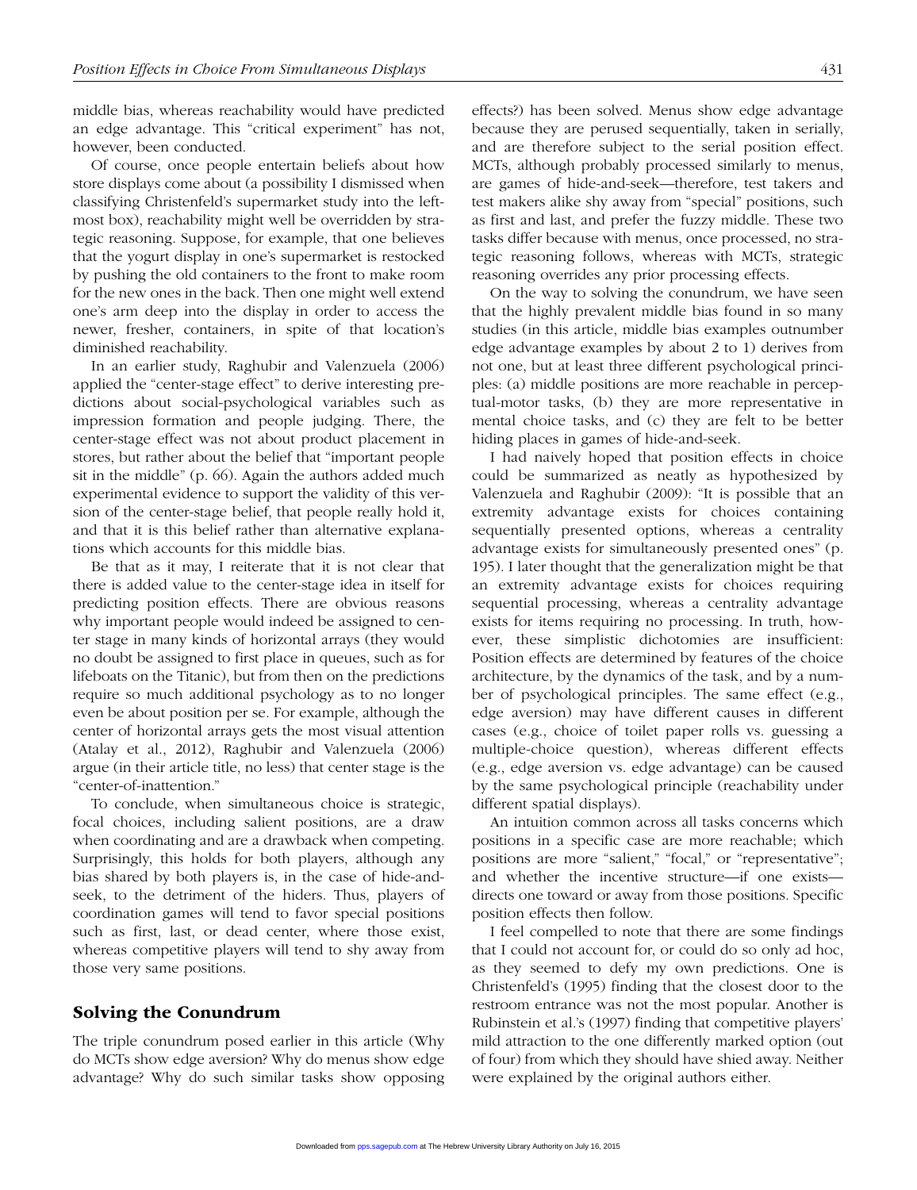middle bias, whereas reachability would have predicted an edge advantage. This "critical experiment" has not, however, been conducted.

Of course, once people entertain beliefs about how store displays come about (a possibility I dismissed when classifying Christenfeld's supermarket study into the leftmost box), reachability might well be overridden by strategic reasoning. Suppose, for example, that one believes that the yogurt display in one's supermarket is restocked by pushing the old containers to the front to make room for the new ones in the back. Then one might well extend one's arm deep into the display in order to access the newer, fresher, containers, in spite of that location's diminished reachability.

In an earlier study, Raghubir and Valenzuela (2006) applied the "center-stage effect" to derive interesting predictions about social-psychological variables such as impression formation and people judging. There, the center-stage effect was not about product placement in stores, but rather about the belief that "important people sit in the middle" (p. 66). Again the authors added much experimental evidence to support the validity of this version of the center-stage belief, that people really hold it, and that it is this belief rather than alternative explanations which accounts for this middle bias.

Be that as it may, I reiterate that it is not clear that there is added value to the center-stage idea in itself for predicting position effects. There are obvious reasons why important people would indeed be assigned to center stage in many kinds of horizontal arrays (they would no doubt be assigned to first place in queues, such as for lifeboats on the Titanic), but from then on the predictions require so much additional psychology as to no longer even be about position per se. For example, although the center of horizontal arrays gets the most visual attention (Atalay et al., 2012), Raghubir and Valenzuela (2006) argue (in their article title, no less) that center stage is the "center-of-inattention."

To conclude, when simultaneous choice is strategic, focal choices, including salient positions, are a draw when coordinating and are a drawback when competing. Surprisingly, this holds for both players, although any bias shared by both players is, in the case of hide-and-seek, to the detriment of the hiders. Thus, players of coordination games will tend to favor special positions such as first, last, or dead center, where those exist, whereas competitive players will tend to shy away from those very same positions.

## Solving the Conundrum

The triple conundrum posed earlier in this article (Why do MCTs show edge aversion? Why do menus show edge advantage? Why do such similar tasks show opposing effects?) has been solved. Menus show edge advantage because they are perused sequentially, taken in serially, and are therefore subject to the serial position effect. MCTs, although probably processed similarly to menus, are games of hide-and-seek—therefore, test takers and test makers alike shy away from "special" positions, such as first and last, and prefer the fuzzy middle. These two tasks differ because with menus, once processed, no strategic reasoning follows, whereas with MCTs, strategic reasoning overrides any prior processing effects.

On the way to solving the conundrum, we have seen that the highly prevalent middle bias found in so many studies (in this article, middle bias examples outnumber edge advantage examples by about 2 to 1) derives from not one, but at least three different psychological principles: (a) middle positions are more reachable in perceptual-motor tasks, (b) they are more representative in mental choice tasks, and (c) they are felt to be better hiding places in games of hide-and-seek.

I had naively hoped that position effects in choice could be summarized as neatly as hypothesized by Valenzuela and Raghubir (2009): "It is possible that an extremity advantage exists for choices containing sequentially presented options, whereas a centrality advantage exists for simultaneously presented ones" (p. 195). I later thought that the generalization might be that an extremity advantage exists for choices requiring sequential processing, whereas a centrality advantage exists for items requiring no processing. In truth, however, these simplistic dichotomies are insufficient: Position effects are determined by features of the choice architecture, by the dynamics of the task, and by a number of psychological principles. The same effect (e.g., edge aversion) may have different causes in different cases (e.g., choice of toilet paper rolls vs. guessing a multiple-choice question), whereas different effects (e.g., edge aversion vs. edge advantage) can be caused by the same psychological principle (reachability under different spatial displays).

An intuition common across all tasks concerns which positions in a specific case are more reachable; which positions are more "salient," "focal," or "representative"; and whether the incentive structure—if one exists—directs one toward or away from those positions. Specific position effects then follow.

I feel compelled to note that there are some findings that I could not account for, or could do so only ad hoc, as they seemed to defy my own predictions. One is Christenfeld's (1995) finding that the closest door to the restroom entrance was not the most popular. Another is Rubinstein et al.'s (1997) finding that competitive players' mild attraction to the one differently marked option (out of four) from which they should have shied away. Neither were explained by the original authors either.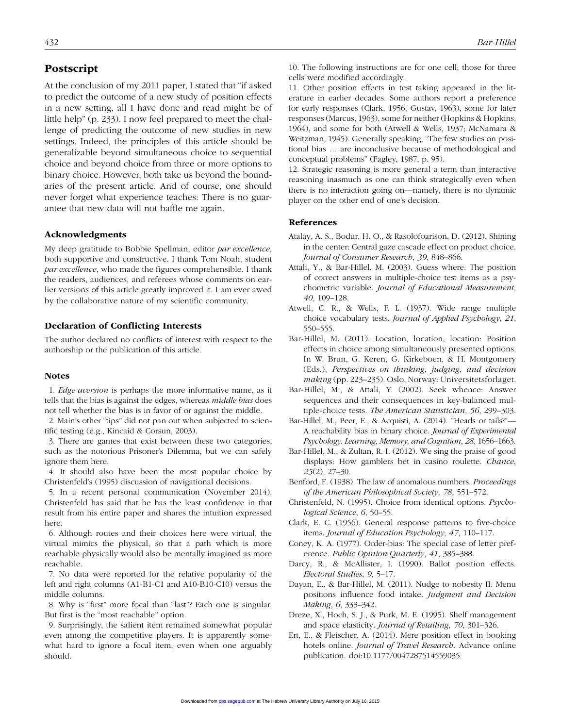## Postscript

At the conclusion of my 2011 paper, I stated that "if asked to predict the outcome of a new study of position effects in a new setting, all I have done and read might be of little help" (p. 233). I now feel prepared to meet the challenge of predicting the outcome of new studies in new settings. Indeed, the principles of this article should be generalizable beyond simultaneous choice to sequential choice and beyond choice from three or more options to binary choice. However, both take us beyond the boundaries of the present article. And of course, one should never forget what experience teaches: There is no guarantee that new data will not baffle me again.

### Acknowledgments

My deep gratitude to Bobbie Spellman, editor *par excellence*, both supportive and constructive. I thank Tom Noah, student *par excellence*, who made the figures comprehensible. I thank the readers, audiences, and referees whose comments on earlier versions of this article greatly improved it. I am ever awed by the collaborative nature of my scientific community.

### Declaration of Conflicting Interests

The author declared no conflicts of interest with respect to the authorship or the publication of this article.

### Notes

1. *Edge aversion* is perhaps the more informative name, as it tells that the bias is against the edges, whereas *middle bias* does not tell whether the bias is in favor of or against the middle.

2. Main's other "tips" did not pan out when subjected to scientific testing (e.g., Kincaid & Corsun, 2003).

3. There are games that exist between these two categories, such as the notorious Prisoner's Dilemma, but we can safely ignore them here.

4. It should also have been the most popular choice by Christenfeld's (1995) discussion of navigational decisions.

5. In a recent personal communication (November 2014), Christenfeld has said that he has the least confidence in that result from his entire paper and shares the intuition expressed here.

6. Although routes and their choices here were virtual, the virtual mimics the physical, so that a path which is more reachable physically would also be mentally imagined as more reachable.

7. No data were reported for the relative popularity of the left and right columns (A1-B1-C1 and A10-B10-C10) versus the middle columns.

8. Why is "first" more focal than "last"? Each one is singular. But first is the "most reachable" option.

9. Surprisingly, the salient item remained somewhat popular even among the competitive players. It is apparently somewhat hard to ignore a focal item, even when one arguably should.

10. The following instructions are for one cell; those for three cells were modified accordingly.

11. Other position effects in test taking appeared in the literature in earlier decades. Some authors report a preference for early responses (Clark, 1956; Gustav, 1963), some for later responses (Marcus, 1963), some for neither (Hopkins & Hopkins, 1964), and some for both (Atwell & Wells, 1937; McNamara & Weitzman, 1945). Generally speaking, "The few studies on positional bias … are inconclusive because of methodological and conceptual problems" (Fagley, 1987, p. 95).

12. Strategic reasoning is more general a term than interactive reasoning inasmuch as one can think strategically even when there is no interaction going on—namely, there is no dynamic player on the other end of one's decision.

### References

Atalay, A. S., Bodur, H. O., & Rasolofoarison, D. (2012). Shining in the center: Central gaze cascade effect on product choice. *Journal of Consumer Research*, *39*, 848–866.

Attali, Y., & Bar-Hillel, M. (2003). Guess where: The position of correct answers in multiple-choice test items as a psychometric variable. *Journal of Educational Measurement*, *40*, 109–128.

Atwell, C. R., & Wells, F. L. (1937). Wide range multiple choice vocabulary tests. *Journal of Applied Psychology*, *21*, 550–555.

Bar-Hillel, M. (2011). Location, location, location: Position effects in choice among simultaneously presented options. In W. Brun, G. Keren, G. Kirkeboen, & H. Montgomery (Eds.), *Perspectives on thinking, judging, and decision making* (pp. 223–235). Oslo, Norway: Universitetsforlaget.

Bar-Hillel, M., & Attali, Y. (2002). Seek whence: Answer sequences and their consequences in key-balanced multiple-choice tests. *The American Statistician*, *56*, 299–303.

Bar-Hillel, M., Peer, E., & Acquisti, A. (2014). "Heads or tails?"—A reachability bias in binary choice. *Journal of Experimental Psychology: Learning, Memory, and Cognition*, *28*, 1656–1663.

Bar-Hillel, M., & Zultan, R. I. (2012). We sing the praise of good displays: How gamblers bet in casino roulette. *Chance*, *25*(2), 27–30.

Benford, F. (1938). The law of anomalous numbers. *Proceedings of the American Philosophical Society*, *78*, 551–572.

Christenfeld, N. (1995). Choice from identical options. *Psychological Science*, *6*, 50–55.

Clark, E. C. (1956). General response patterns to five-choice items. *Journal of Education Psychology*, *47*, 110–117.

Coney, K. A. (1977). Order-bias: The special case of letter preference. *Public Opinion Quarterly*, *41*, 385–388.

Darcy, R., & McAllister, I. (1990). Ballot position effects. *Electoral Studies*, *9*, 5–17.

Dayan, E., & Bar-Hillel, M. (2011). Nudge to nobesity II: Menu positions influence food intake. *Judgment and Decision Making*, *6*, 333–342.

Dreze, X., Hoch, S. J., & Purk, M. E. (1995). Shelf management and space elasticity. *Journal of Retailing*, *70*, 301–326.

Ert, E., & Fleischer, A. (2014). Mere position effect in booking hotels online. *Journal of Travel Research*. Advance online publication. doi:10.1177/0047287514559035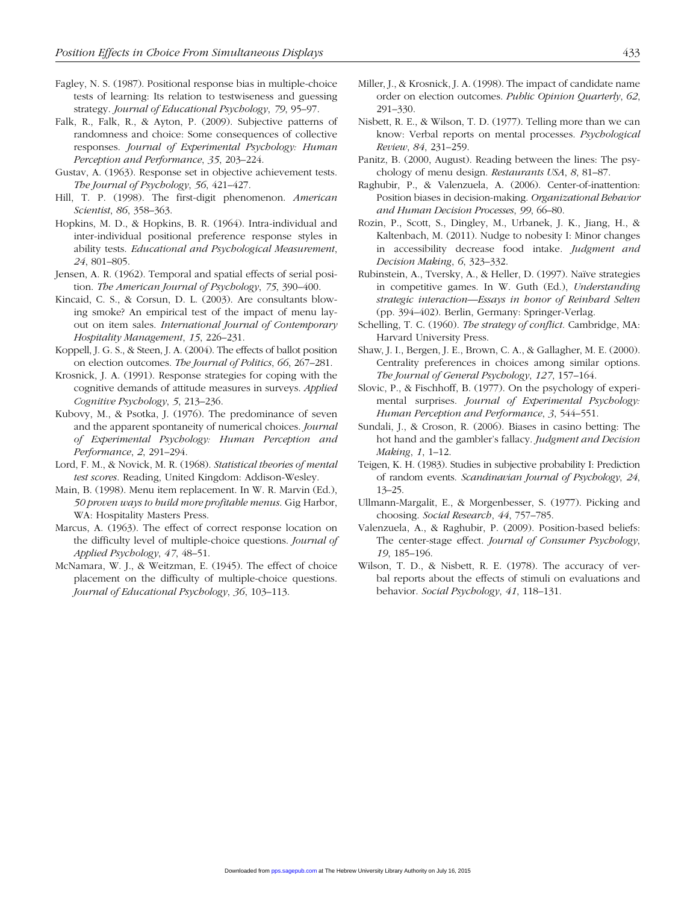Fagley, N. S. (1987). Positional response bias in multiple-choice tests of learning: Its relation to testwiseness and guessing strategy. *Journal of Educational Psychology*, *79*, 95–97.

Falk, R., Falk, R., & Ayton, P. (2009). Subjective patterns of randomness and choice: Some consequences of collective responses. *Journal of Experimental Psychology: Human Perception and Performance*, *35*, 203–224.

Gustav, A. (1963). Response set in objective achievement tests. *The Journal of Psychology*, *56*, 421–427.

Hill, T. P. (1998). The first-digit phenomenon. *American Scientist*, *86*, 358–363.

Hopkins, M. D., & Hopkins, B. R. (1964). Intra-individual and inter-individual positional preference response styles in ability tests. *Educational and Psychological Measurement*, *24*, 801–805.

Jensen, A. R. (1962). Temporal and spatial effects of serial position. *The American Journal of Psychology*, *75*, 390–400.

Kincaid, C. S., & Corsun, D. L. (2003). Are consultants blowing smoke? An empirical test of the impact of menu layout on item sales. *International Journal of Contemporary Hospitality Management*, *15*, 226–231.

Koppell, J. G. S., & Steen, J. A. (2004). The effects of ballot position on election outcomes. *The Journal of Politics*, *66*, 267–281.

Krosnick, J. A. (1991). Response strategies for coping with the cognitive demands of attitude measures in surveys. *Applied Cognitive Psychology*, *5*, 213–236.

Kubovy, M., & Psotka, J. (1976). The predominance of seven and the apparent spontaneity of numerical choices. *Journal of Experimental Psychology: Human Perception and Performance*, *2*, 291–294.

Lord, F. M., & Novick, M. R. (1968). *Statistical theories of mental test scores*. Reading, United Kingdom: Addison-Wesley.

Main, B. (1998). Menu item replacement. In W. R. Marvin (Ed.), *50 proven ways to build more profitable menus*. Gig Harbor, WA: Hospitality Masters Press.

Marcus, A. (1963). The effect of correct response location on the difficulty level of multiple-choice questions. *Journal of Applied Psychology*, *47*, 48–51.

McNamara, W. J., & Weitzman, E. (1945). The effect of choice placement on the difficulty of multiple-choice questions. *Journal of Educational Psychology*, *36*, 103–113.

Miller, J., & Krosnick, J. A. (1998). The impact of candidate name order on election outcomes. *Public Opinion Quarterly*, *62*, 291–330.

Nisbett, R. E., & Wilson, T. D. (1977). Telling more than we can know: Verbal reports on mental processes. *Psychological Review*, *84*, 231–259.

Panitz, B. (2000, August). Reading between the lines: The psychology of menu design. *Restaurants USA*, *8*, 81–87.

Raghubir, P., & Valenzuela, A. (2006). Center-of-inattention: Position biases in decision-making. *Organizational Behavior and Human Decision Processes*, *99*, 66–80.

Rozin, P., Scott, S., Dingley, M., Urbanek, J. K., Jiang, H., & Kaltenbach, M. (2011). Nudge to nobesity I: Minor changes in accessibility decrease food intake. *Judgment and Decision Making*, *6*, 323–332.

Rubinstein, A., Tversky, A., & Heller, D. (1997). Naïve strategies in competitive games. In W. Guth (Ed.), *Understanding strategic interaction—Essays in honor of Reinhard Selten* (pp. 394–402). Berlin, Germany: Springer-Verlag.

Schelling, T. C. (1960). *The strategy of conflict*. Cambridge, MA: Harvard University Press.

Shaw, J. I., Bergen, J. E., Brown, C. A., & Gallagher, M. E. (2000). Centrality preferences in choices among similar options. *The Journal of General Psychology*, *127*, 157–164.

Slovic, P., & Fischhoff, B. (1977). On the psychology of experimental surprises. *Journal of Experimental Psychology: Human Perception and Performance*, *3*, 544–551.

Sundali, J., & Croson, R. (2006). Biases in casino betting: The hot hand and the gambler's fallacy. *Judgment and Decision Making*, *1*, 1–12.

Teigen, K. H. (1983). Studies in subjective probability I: Prediction of random events. *Scandinavian Journal of Psychology*, *24*, 13–25.

Ullmann-Margalit, E., & Morgenbesser, S. (1977). Picking and choosing. *Social Research*, *44*, 757–785.

Valenzuela, A., & Raghubir, P. (2009). Position-based beliefs: The center-stage effect. *Journal of Consumer Psychology*, *19*, 185–196.

Wilson, T. D., & Nisbett, R. E. (1978). The accuracy of verbal reports about the effects of stimuli on evaluations and behavior. *Social Psychology*, *41*, 118–131.